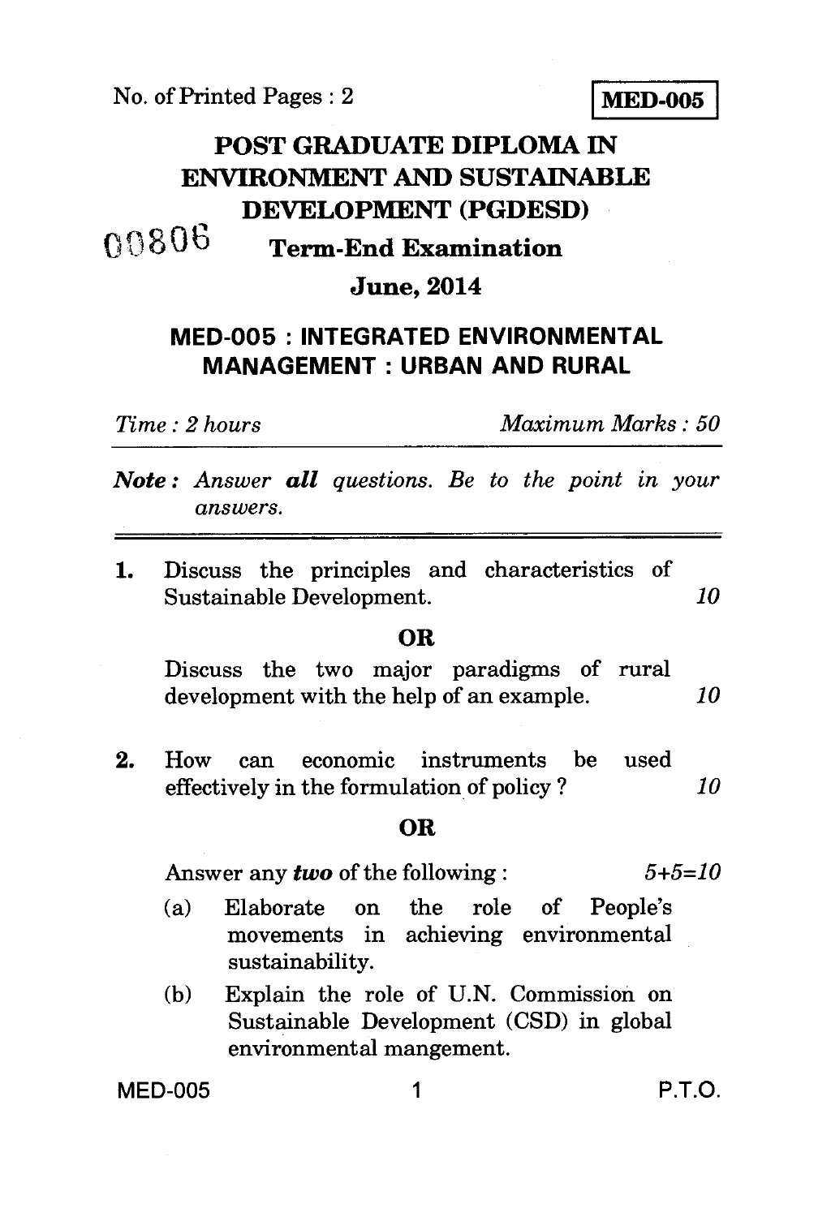No. of Printed Pages : 2

**MED-005**

# POST GRADUATE DIPLOMA IN ENVIRONMENT AND SUSTAINABLE DEVELOPMENT (PGDESD)

00806

## Term-End Examination

## June, 2014

## MED-005 : INTEGRATED ENVIRONMENTAL MANAGEMENT : URBAN AND RURAL

*Time : 2 hours* *Maximum Marks : 50*

***Note :*** *Answer **all** questions. Be to the point in your answers.*

---

**1.** Discuss the principles and characteristics of Sustainable Development. *10*

**OR**

Discuss the two major paradigms of rural development with the help of an example. *10*

**2.** How can economic instruments be used effectively in the formulation of policy ? *10*

**OR**

Answer any ***two*** of the following : *5+5=10*

(a) Elaborate on the role of People's movements in achieving environmental sustainability.

(b) Explain the role of U.N. Commission on Sustainable Development (CSD) in global environmental mangement.

MED-005 P.T.O.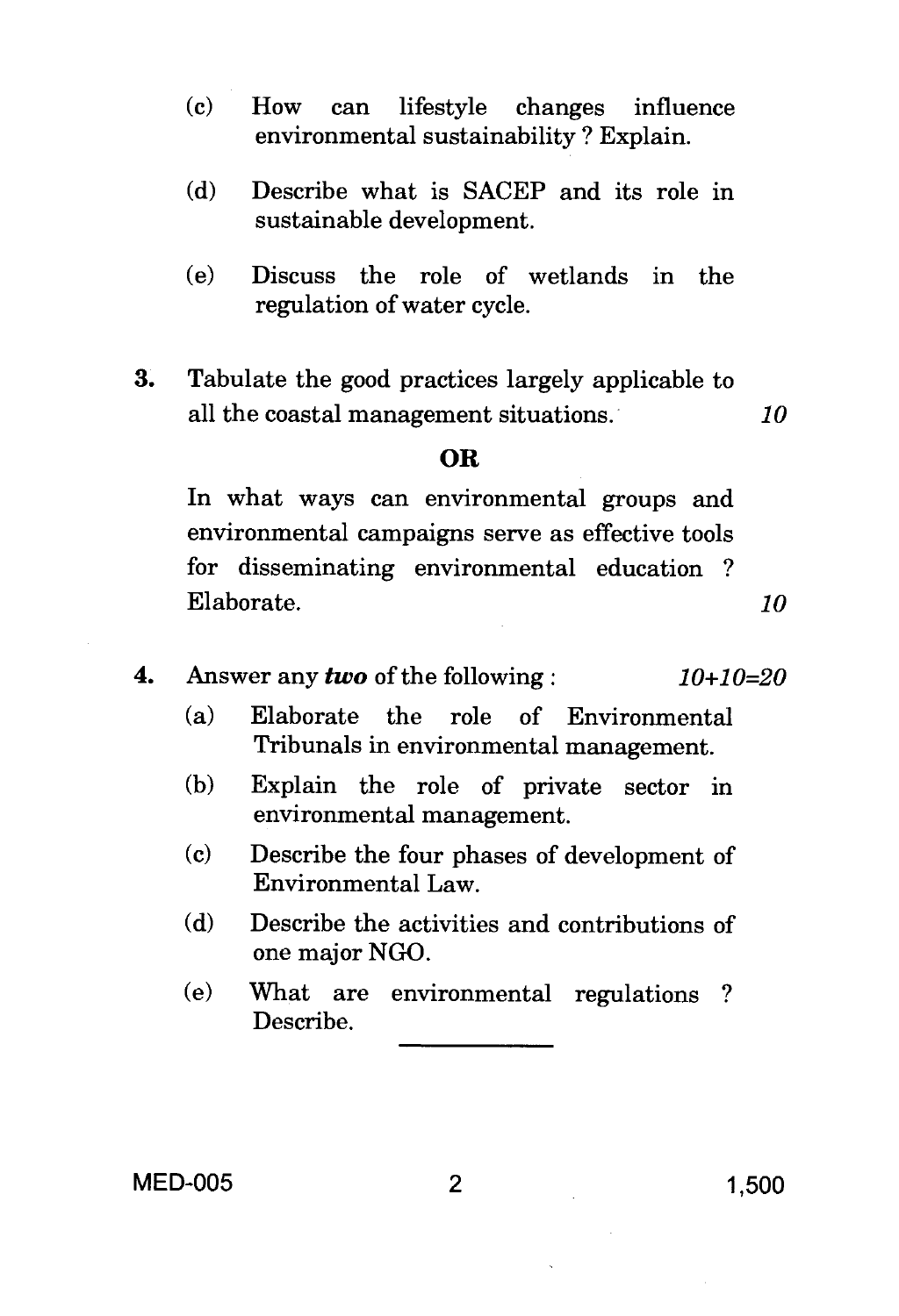(c) How can lifestyle changes influence environmental sustainability ? Explain.

(d) Describe what is SACEP and its role in sustainable development.

(e) Discuss the role of wetlands in the regulation of water cycle.

**3.** Tabulate the good practices largely applicable to all the coastal management situations. *10*

**OR**

In what ways can environmental groups and environmental campaigns serve as effective tools for disseminating environmental education ? Elaborate. *10*

**4.** Answer any ***two*** of the following : *10+10=20*

(a) Elaborate the role of Environmental Tribunals in environmental management.

(b) Explain the role of private sector in environmental management.

(c) Describe the four phases of development of Environmental Law.

(d) Describe the activities and contributions of one major NGO.

(e) What are environmental regulations ? Describe.

---

MED-005 1,500